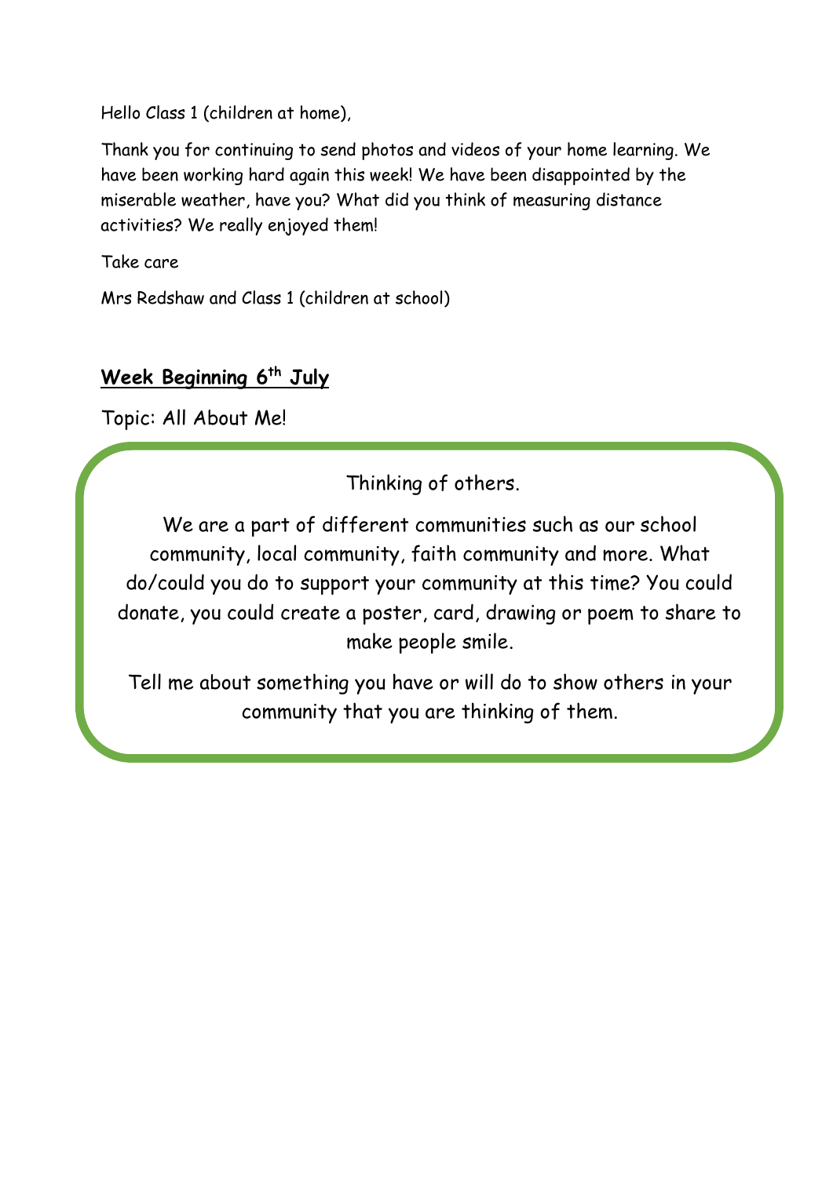Hello Class 1 (children at home),

Thank you for continuing to send photos and videos of your home learning. We have been working hard again this week! We have been disappointed by the miserable weather, have you? What did you think of measuring distance activities? We really enjoyed them!

Take care

Mrs Redshaw and Class 1 (children at school)

## **Week Beginning 6th July**

Topic: All About Me!

Thinking of others.

We are a part of different communities such as our school community, local community, faith community and more. What do/could you do to support your community at this time? You could donate, you could create a poster, card, drawing or poem to share to make people smile.

Tell me about something you have or will do to show others in your community that you are thinking of them.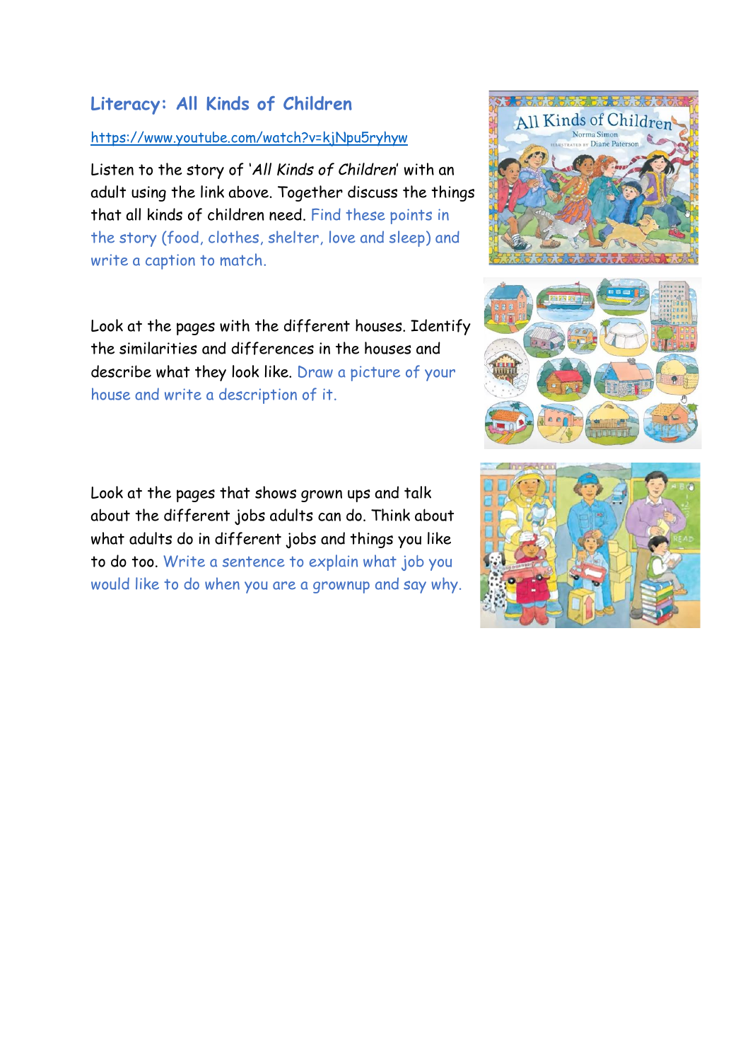## Literacy: All Kinds of Children

https://www.youtube.com/watch?v=kjNpu5ryhyw

Listen to the story of '*All Kinds of Children*' with an adult using the link above. Together discuss the things that all kinds of children need. Find these points in the story (food, clothes, shelter, love and sleep) and write a caption to match.

Look at the pages with the different houses. Identify the similarities and differences in the houses and describe what they look like. Draw a picture of your house and write a description of it.

Look at the pages that shows grown ups and talk about the different jobs adults can do. Think about what adults do in different jobs and things you like to do too. Write a sentence to explain what job you would like to do when you are a grownup and say why.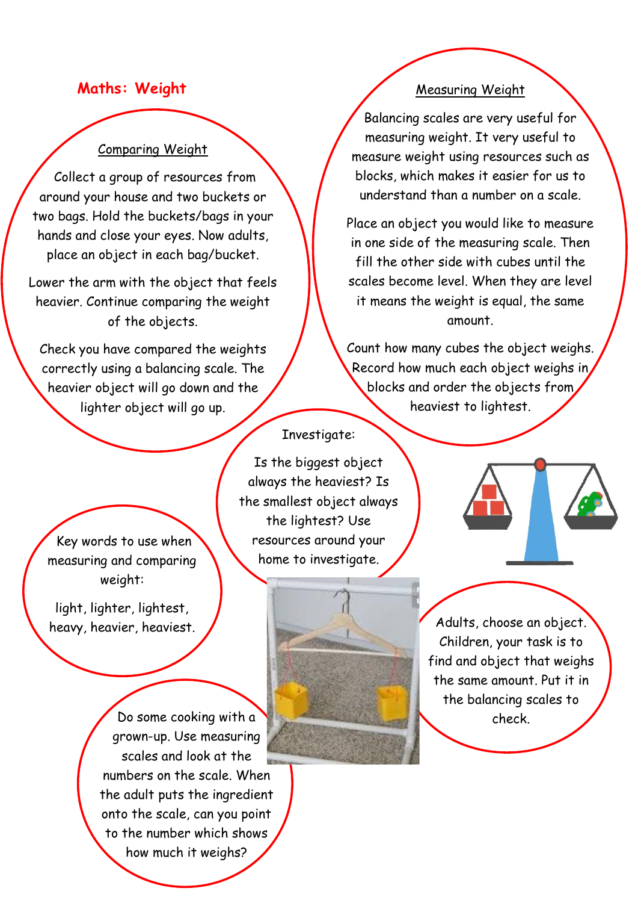# Maths: Weight

## Comparing Weight

Collect a group of resources from around your house and two buckets or two bags. Hold the buckets/bags in your hands and close your eyes. Now adults, place an object in each bag/bucket.

Lower the arm with the object that feels heavier. Continue comparing the weight of the objects.

Check you have compared the weights correctly using a balancing scale. The heavier object will go down and the lighter object will go up.

## Measuring Weight

Balancing scales are very useful for measuring weight. It very useful to measure weight using resources such as blocks, which makes it easier for us to understand than a number on a scale.

Place an object you would like to measure in one side of the measuring scale. Then fill the other side with cubes until the scales become level. When they are level it means the weight is equal, the same amount.

Count how many cubes the object weighs. Record how much each object weighs in blocks and order the objects from heaviest to lightest.

Investigate:

Is the biggest object always the heaviest? Is the smallest object always the lightest? Use resources around your home to investigate.

Key words to use when measuring and comparing weight:

light, lighter, lightest, heavy, heavier, heaviest.

Adults, choose an object. Children, your task is to find and object that weighs the same amount. Put it in the balancing scales to check.

Do some cooking with a grown-up. Use measuring scales and look at the numbers on the scale. When the adult puts the ingredient onto the scale, can you point to the number which shows how much it weighs?